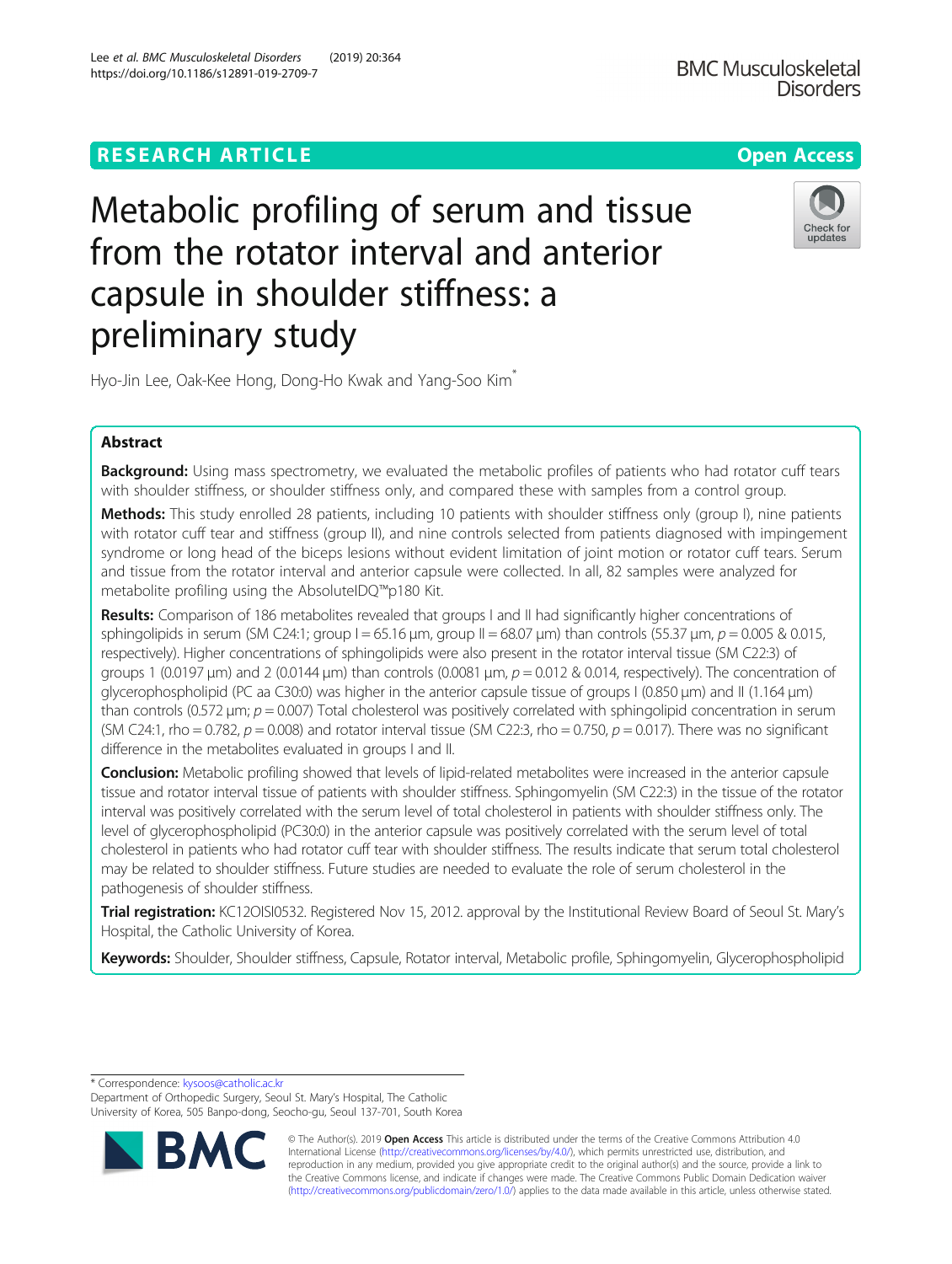RESEARCH ARTICLE

Open Access

# Metabolic profiling of serum and tissue from the rotator interval and anterior capsule in shoulder stiffness: a preliminary study

Hyo-Jin Lee, Oak-Kee Hong, Dong-Ho Kwak and Yang-Soo Kim*

## Abstract

**Background:** Using mass spectrometry, we evaluated the metabolic profiles of patients who had rotator cuff tears with shoulder stiffness, or shoulder stiffness only, and compared these with samples from a control group.

**Methods:** This study enrolled 28 patients, including 10 patients with shoulder stiffness only (group I), nine patients with rotator cuff tear and stiffness (group II), and nine controls selected from patients diagnosed with impingement syndrome or long head of the biceps lesions without evident limitation of joint motion or rotator cuff tears. Serum and tissue from the rotator interval and anterior capsule were collected. In all, 82 samples were analyzed for metabolite profiling using the AbsoluteIDQ™p180 Kit.

**Results:** Comparison of 186 metabolites revealed that groups I and II had significantly higher concentrations of sphingolipids in serum (SM C24:1; group I = 65.16 μm, group II = 68.07 μm) than controls (55.37 μm, $p = 0.005$ & 0.015, respectively). Higher concentrations of sphingolipids were also present in the rotator interval tissue (SM C22:3) of groups 1 (0.0197 μm) and 2 (0.0144 μm) than controls (0.0081 μm, $p = 0.012$ & 0.014, respectively). The concentration of glycerophospholipid (PC aa C30:0) was higher in the anterior capsule tissue of groups I (0.850 μm) and II (1.164 μm) than controls (0.572 μm; $p = 0.007$) Total cholesterol was positively correlated with sphingolipid concentration in serum (SM C24:1, rho = 0.782, $p = 0.008$) and rotator interval tissue (SM C22:3, rho = 0.750, $p = 0.017$). There was no significant difference in the metabolites evaluated in groups I and II.

**Conclusion:** Metabolic profiling showed that levels of lipid-related metabolites were increased in the anterior capsule tissue and rotator interval tissue of patients with shoulder stiffness. Sphingomyelin (SM C22:3) in the tissue of the rotator interval was positively correlated with the serum level of total cholesterol in patients with shoulder stiffness only. The level of glycerophospholipid (PC30:0) in the anterior capsule was positively correlated with the serum level of total cholesterol in patients who had rotator cuff tear with shoulder stiffness. The results indicate that serum total cholesterol may be related to shoulder stiffness. Future studies are needed to evaluate the role of serum cholesterol in the pathogenesis of shoulder stiffness.

**Trial registration:** KC12OISI0532. Registered Nov 15, 2012. approval by the Institutional Review Board of Seoul St. Mary's Hospital, the Catholic University of Korea.

**Keywords:** Shoulder, Shoulder stiffness, Capsule, Rotator interval, Metabolic profile, Sphingomyelin, Glycerophospholipid

* Correspondence: kysoos@catholic.ac.kr
Department of Orthopedic Surgery, Seoul St. Mary's Hospital, The Catholic University of Korea, 505 Banpo-dong, Seocho-gu, Seoul 137-701, South Korea

© The Author(s). 2019 **Open Access** This article is distributed under the terms of the Creative Commons Attribution 4.0 International License (http://creativecommons.org/licenses/by/4.0/), which permits unrestricted use, distribution, and reproduction in any medium, provided you give appropriate credit to the original author(s) and the source, provide a link to the Creative Commons license, and indicate if changes were made. The Creative Commons Public Domain Dedication waiver (http://creativecommons.org/publicdomain/zero/1.0/) applies to the data made available in this article, unless otherwise stated.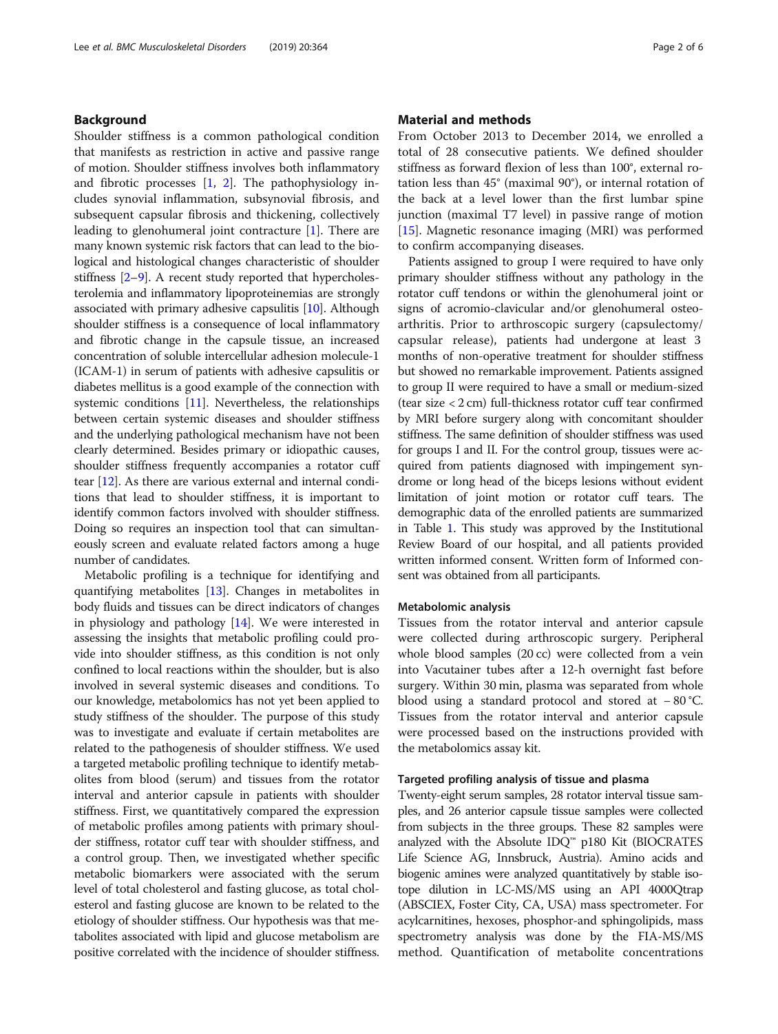## Background

Shoulder stiffness is a common pathological condition that manifests as restriction in active and passive range of motion. Shoulder stiffness involves both inflammatory and fibrotic processes [1, 2]. The pathophysiology includes synovial inflammation, subsynovial fibrosis, and subsequent capsular fibrosis and thickening, collectively leading to glenohumeral joint contracture [1]. There are many known systemic risk factors that can lead to the biological and histological changes characteristic of shoulder stiffness [2–9]. A recent study reported that hypercholesterolemia and inflammatory lipoproteinemias are strongly associated with primary adhesive capsulitis [10]. Although shoulder stiffness is a consequence of local inflammatory and fibrotic change in the capsule tissue, an increased concentration of soluble intercellular adhesion molecule-1 (ICAM-1) in serum of patients with adhesive capsulitis or diabetes mellitus is a good example of the connection with systemic conditions [11]. Nevertheless, the relationships between certain systemic diseases and shoulder stiffness and the underlying pathological mechanism have not been clearly determined. Besides primary or idiopathic causes, shoulder stiffness frequently accompanies a rotator cuff tear [12]. As there are various external and internal conditions that lead to shoulder stiffness, it is important to identify common factors involved with shoulder stiffness. Doing so requires an inspection tool that can simultaneously screen and evaluate related factors among a huge number of candidates.

Metabolic profiling is a technique for identifying and quantifying metabolites [13]. Changes in metabolites in body fluids and tissues can be direct indicators of changes in physiology and pathology [14]. We were interested in assessing the insights that metabolic profiling could provide into shoulder stiffness, as this condition is not only confined to local reactions within the shoulder, but is also involved in several systemic diseases and conditions. To our knowledge, metabolomics has not yet been applied to study stiffness of the shoulder. The purpose of this study was to investigate and evaluate if certain metabolites are related to the pathogenesis of shoulder stiffness. We used a targeted metabolic profiling technique to identify metabolites from blood (serum) and tissues from the rotator interval and anterior capsule in patients with shoulder stiffness. First, we quantitatively compared the expression of metabolic profiles among patients with primary shoulder stiffness, rotator cuff tear with shoulder stiffness, and a control group. Then, we investigated whether specific metabolic biomarkers were associated with the serum level of total cholesterol and fasting glucose, as total cholesterol and fasting glucose are known to be related to the etiology of shoulder stiffness. Our hypothesis was that metabolites associated with lipid and glucose metabolism are positive correlated with the incidence of shoulder stiffness.

## Material and methods

From October 2013 to December 2014, we enrolled a total of 28 consecutive patients. We defined shoulder stiffness as forward flexion of less than 100°, external rotation less than 45° (maximal 90°), or internal rotation of the back at a level lower than the first lumbar spine junction (maximal T7 level) in passive range of motion [15]. Magnetic resonance imaging (MRI) was performed to confirm accompanying diseases.

Patients assigned to group I were required to have only primary shoulder stiffness without any pathology in the rotator cuff tendons or within the glenohumeral joint or signs of acromio-clavicular and/or glenohumeral osteoarthritis. Prior to arthroscopic surgery (capsulectomy/capsular release), patients had undergone at least 3 months of non-operative treatment for shoulder stiffness but showed no remarkable improvement. Patients assigned to group II were required to have a small or medium-sized (tear size < 2 cm) full-thickness rotator cuff tear confirmed by MRI before surgery along with concomitant shoulder stiffness. The same definition of shoulder stiffness was used for groups I and II. For the control group, tissues were acquired from patients diagnosed with impingement syndrome or long head of the biceps lesions without evident limitation of joint motion or rotator cuff tears. The demographic data of the enrolled patients are summarized in Table 1. This study was approved by the Institutional Review Board of our hospital, and all patients provided written informed consent. Written form of Informed consent was obtained from all participants.

### Metabolomic analysis

Tissues from the rotator interval and anterior capsule were collected during arthroscopic surgery. Peripheral whole blood samples (20 cc) were collected from a vein into Vacutainer tubes after a 12-h overnight fast before surgery. Within 30 min, plasma was separated from whole blood using a standard protocol and stored at − 80 °C. Tissues from the rotator interval and anterior capsule were processed based on the instructions provided with the metabolomics assay kit.

### Targeted profiling analysis of tissue and plasma

Twenty-eight serum samples, 28 rotator interval tissue samples, and 26 anterior capsule tissue samples were collected from subjects in the three groups. These 82 samples were analyzed with the Absolute IDQ™ p180 Kit (BIOCRATES Life Science AG, Innsbruck, Austria). Amino acids and biogenic amines were analyzed quantitatively by stable isotope dilution in LC-MS/MS using an API 4000Qtrap (ABSCIEX, Foster City, CA, USA) mass spectrometer. For acylcarnitines, hexoses, phosphor-and sphingolipids, mass spectrometry analysis was done by the FIA-MS/MS method. Quantification of metabolite concentrations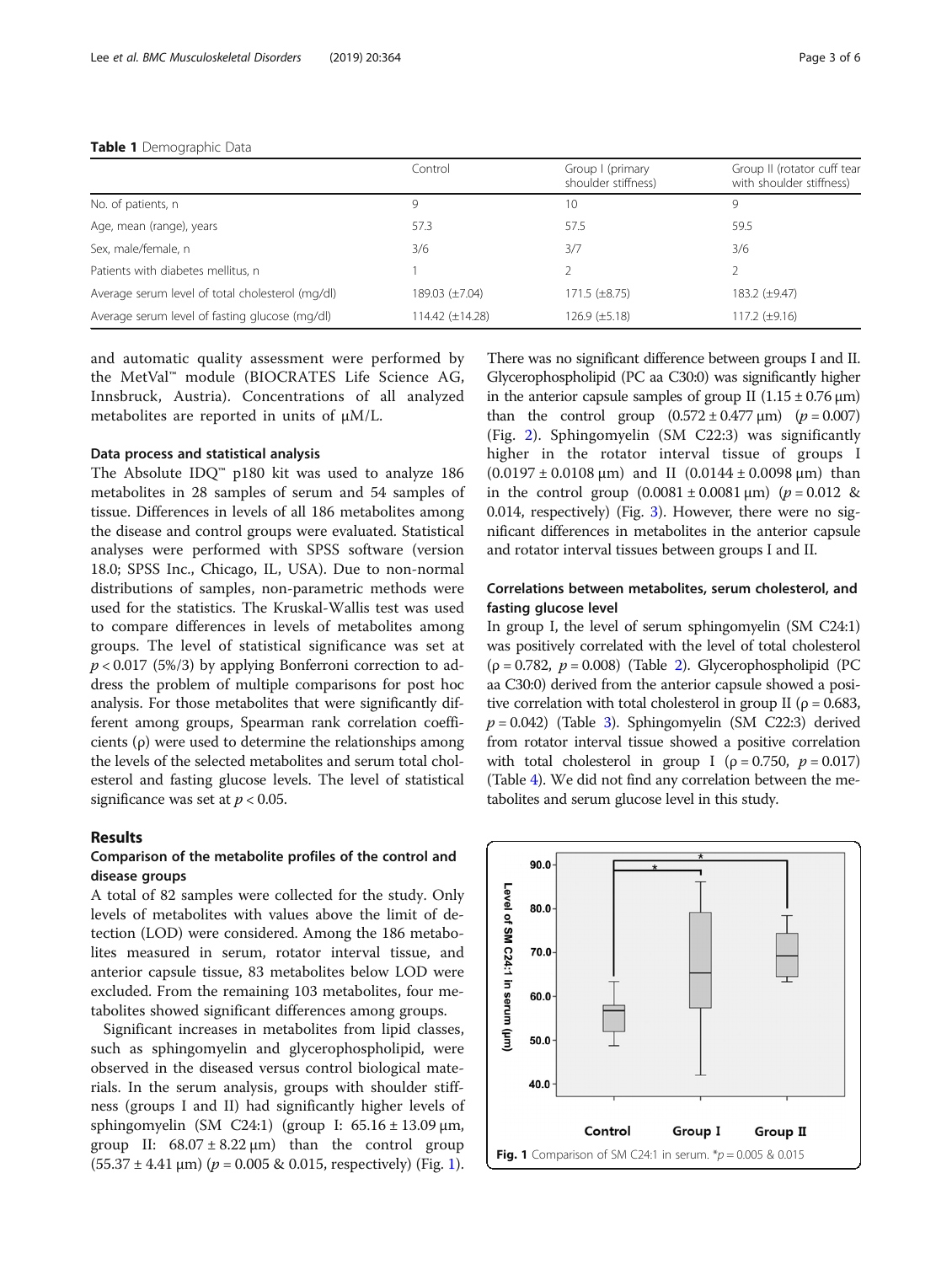**Table 1** Demographic Data

| | Control | Group I (primary shoulder stiffness) | Group II (rotator cuff tear with shoulder stiffness) |
|---|---|---|---|
| No. of patients, n | 9 | 10 | 9 |
| Age, mean (range), years | 57.3 | 57.5 | 59.5 |
| Sex, male/female, n | 3/6 | 3/7 | 3/6 |
| Patients with diabetes mellitus, n | 1 | 2 | 2 |
| Average serum level of total cholesterol (mg/dl) | 189.03 (±7.04) | 171.5 (±8.75) | 183.2 (±9.47) |
| Average serum level of fasting glucose (mg/dl) | 114.42 (±14.28) | 126.9 (±5.18) | 117.2 (±9.16) |

and automatic quality assessment were performed by the MetVal™ module (BIOCRATES Life Science AG, Innsbruck, Austria). Concentrations of all analyzed metabolites are reported in units of μM/L.

### Data process and statistical analysis

The Absolute IDQ™ p180 kit was used to analyze 186 metabolites in 28 samples of serum and 54 samples of tissue. Differences in levels of all 186 metabolites among the disease and control groups were evaluated. Statistical analyses were performed with SPSS software (version 18.0; SPSS Inc., Chicago, IL, USA). Due to non-normal distributions of samples, non-parametric methods were used for the statistics. The Kruskal-Wallis test was used to compare differences in levels of metabolites among groups. The level of statistical significance was set at $p < 0.017$ (5%/3) by applying Bonferroni correction to address the problem of multiple comparisons for post hoc analysis. For those metabolites that were significantly different among groups, Spearman rank correlation coefficients (ρ) were used to determine the relationships among the levels of the selected metabolites and serum total cholesterol and fasting glucose levels. The level of statistical significance was set at $p < 0.05$.

## Results

### Comparison of the metabolite profiles of the control and disease groups

A total of 82 samples were collected for the study. Only levels of metabolites with values above the limit of detection (LOD) were considered. Among the 186 metabolites measured in serum, rotator interval tissue, and anterior capsule tissue, 83 metabolites below LOD were excluded. From the remaining 103 metabolites, four metabolites showed significant differences among groups.

Significant increases in metabolites from lipid classes, such as sphingomyelin and glycerophospholipid, were observed in the diseased versus control biological materials. In the serum analysis, groups with shoulder stiffness (groups I and II) had significantly higher levels of sphingomyelin (SM C24:1) (group I: 65.16 ± 13.09 μm, group II: 68.07 ± 8.22 μm) than the control group (55.37 ± 4.41 μm) ($p = 0.005$ & 0.015, respectively) (Fig. 1). There was no significant difference between groups I and II. Glycerophospholipid (PC aa C30:0) was significantly higher in the anterior capsule samples of group II (1.15 ± 0.76 μm) than the control group (0.572 ± 0.477 μm) ($p = 0.007$) (Fig. 2). Sphingomyelin (SM C22:3) was significantly higher in the rotator interval tissue of groups I (0.0197 ± 0.0108 μm) and II (0.0144 ± 0.0098 μm) than in the control group (0.0081 ± 0.0081 μm) ($p = 0.012$ & 0.014, respectively) (Fig. 3). However, there were no significant differences in metabolites in the anterior capsule and rotator interval tissues between groups I and II.

### Correlations between metabolites, serum cholesterol, and fasting glucose level

In group I, the level of serum sphingomyelin (SM C24:1) was positively correlated with the level of total cholesterol (ρ = 0.782, $p = 0.008$) (Table 2). Glycerophospholipid (PC aa C30:0) derived from the anterior capsule showed a positive correlation with total cholesterol in group II (ρ = 0.683, $p = 0.042$) (Table 3). Sphingomyelin (SM C22:3) derived from rotator interval tissue showed a positive correlation with total cholesterol in group I (ρ = 0.750, $p = 0.017$) (Table 4). We did not find any correlation between the metabolites and serum glucose level in this study.

**Fig. 1** Comparison of SM C24:1 in serum. *$p = 0.005$ & 0.015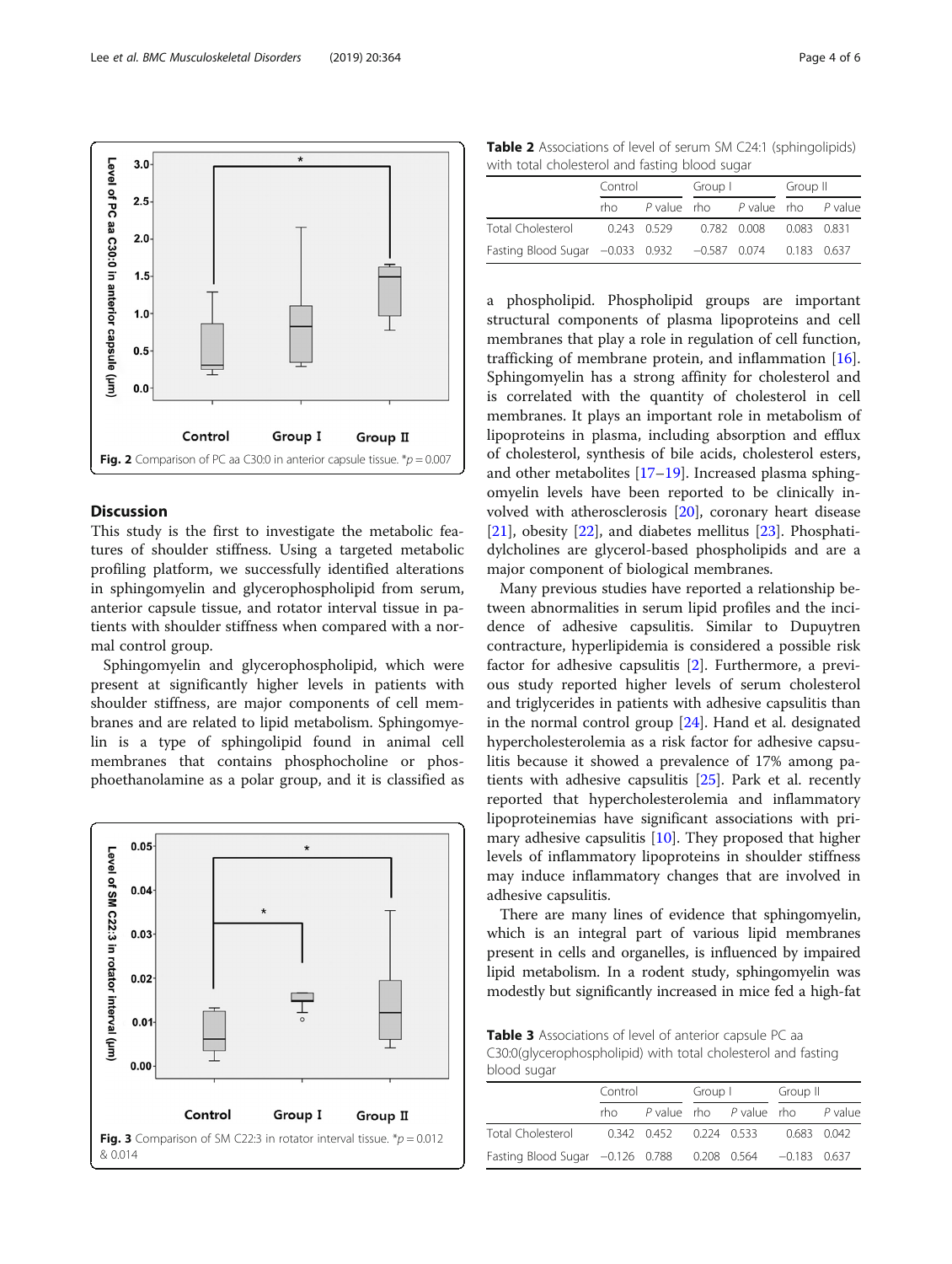Fig. 2 Comparison of PC aa C30:0 in anterior capsule tissue. * $p = 0.007$

## Discussion

This study is the first to investigate the metabolic features of shoulder stiffness. Using a targeted metabolic profiling platform, we successfully identified alterations in sphingomyelin and glycerophospholipid from serum, anterior capsule tissue, and rotator interval tissue in patients with shoulder stiffness when compared with a normal control group.

Sphingomyelin and glycerophospholipid, which were present at significantly higher levels in patients with shoulder stiffness, are major components of cell membranes and are related to lipid metabolism. Sphingomyelin is a type of sphingolipid found in animal cell membranes that contains phosphocholine or phosphoethanolamine as a polar group, and it is classified as a phospholipid. Phospholipid groups are important structural components of plasma lipoproteins and cell membranes that play a role in regulation of cell function, trafficking of membrane protein, and inflammation [16]. Sphingomyelin has a strong affinity for cholesterol and is correlated with the quantity of cholesterol in cell membranes. It plays an important role in metabolism of lipoproteins in plasma, including absorption and efflux of cholesterol, synthesis of bile acids, cholesterol esters, and other metabolites [17–19]. Increased plasma sphingomyelin levels have been reported to be clinically involved with atherosclerosis [20], coronary heart disease [21], obesity [22], and diabetes mellitus [23]. Phosphatidylcholines are glycerol-based phospholipids and are a major component of biological membranes.

Fig. 3 Comparison of SM C22:3 in rotator interval tissue. * $p = 0.012$ & 0.014

**Table 2** Associations of level of serum SM C24:1 (sphingolipids) with total cholesterol and fasting blood sugar

| | Control | | Group I | | Group II | |
|---|---|---|---|---|---|---|
| | rho | *P* value | rho | *P* value | rho | *P* value |
| Total Cholesterol | 0.243 | 0.529 | 0.782 | 0.008 | 0.083 | 0.831 |
| Fasting Blood Sugar | −0.033 | 0.932 | −0.587 | 0.074 | 0.183 | 0.637 |

Many previous studies have reported a relationship between abnormalities in serum lipid profiles and the incidence of adhesive capsulitis. Similar to Dupuytren contracture, hyperlipidemia is considered a possible risk factor for adhesive capsulitis [2]. Furthermore, a previous study reported higher levels of serum cholesterol and triglycerides in patients with adhesive capsulitis than in the normal control group [24]. Hand et al. designated hypercholesterolemia as a risk factor for adhesive capsulitis because it showed a prevalence of 17% among patients with adhesive capsulitis [25]. Park et al. recently reported that hypercholesterolemia and inflammatory lipoproteinemias have significant associations with primary adhesive capsulitis [10]. They proposed that higher levels of inflammatory lipoproteins in shoulder stiffness may induce inflammatory changes that are involved in adhesive capsulitis.

There are many lines of evidence that sphingomyelin, which is an integral part of various lipid membranes present in cells and organelles, is influenced by impaired lipid metabolism. In a rodent study, sphingomyelin was modestly but significantly increased in mice fed a high-fat

**Table 3** Associations of level of anterior capsule PC aa C30:0(glycerophospholipid) with total cholesterol and fasting blood sugar

| | Control | | Group I | | Group II | |
|---|---|---|---|---|---|---|
| | rho | *P* value | rho | *P* value | rho | *P* value |
| Total Cholesterol | 0.342 | 0.452 | 0.224 | 0.533 | 0.683 | 0.042 |
| Fasting Blood Sugar | −0.126 | 0.788 | 0.208 | 0.564 | −0.183 | 0.637 |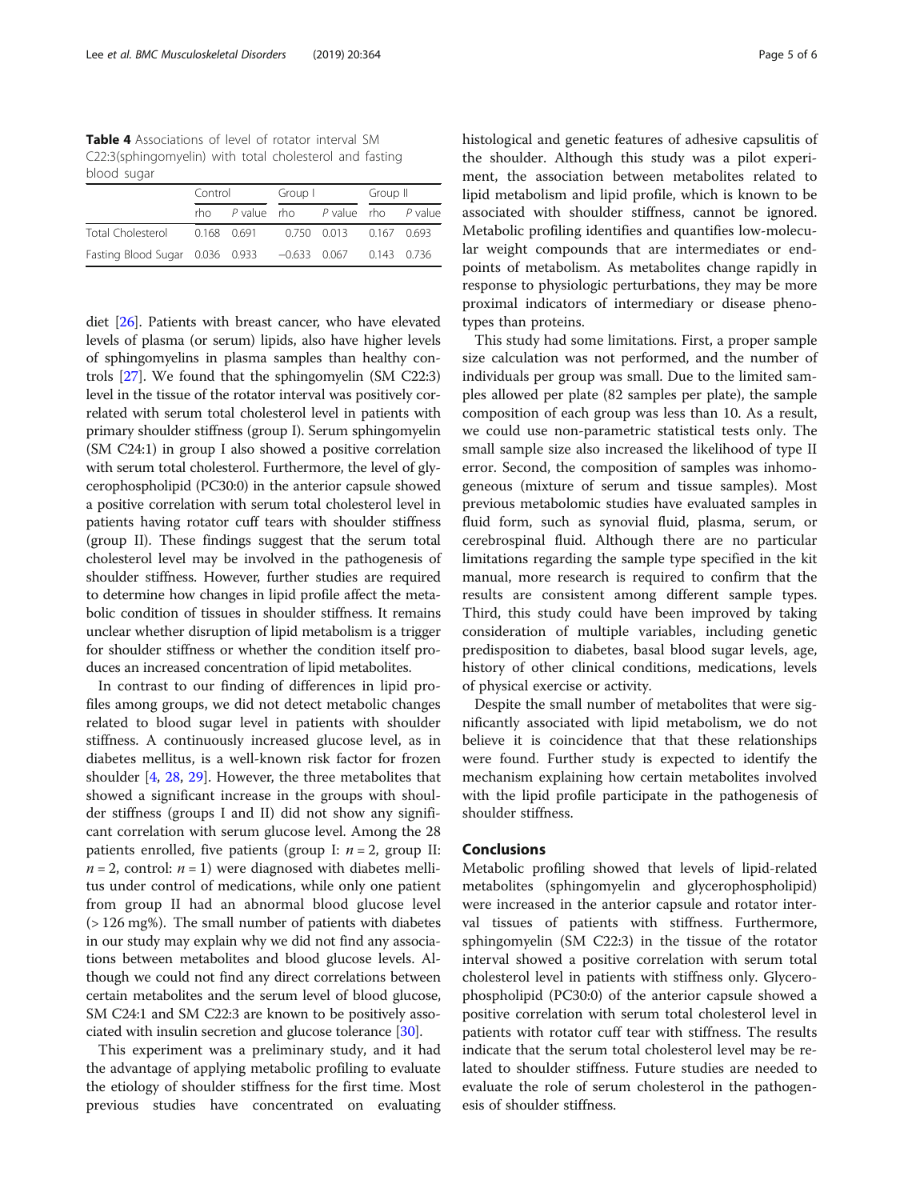**Table 4** Associations of level of rotator interval SM C22:3(sphingomyelin) with total cholesterol and fasting blood sugar

| | Control | | Group I | | Group II | |
|---|---|---|---|---|---|---|
| | rho | *P* value | rho | *P* value | rho | *P* value |
| Total Cholesterol | 0.168 | 0.691 | 0.750 | 0.013 | 0.167 | 0.693 |
| Fasting Blood Sugar | 0.036 | 0.933 | −0.633 | 0.067 | 0.143 | 0.736 |

diet [26]. Patients with breast cancer, who have elevated levels of plasma (or serum) lipids, also have higher levels of sphingomyelins in plasma samples than healthy controls [27]. We found that the sphingomyelin (SM C22:3) level in the tissue of the rotator interval was positively correlated with serum total cholesterol level in patients with primary shoulder stiffness (group I). Serum sphingomyelin (SM C24:1) in group I also showed a positive correlation with serum total cholesterol. Furthermore, the level of glycerophospholipid (PC30:0) in the anterior capsule showed a positive correlation with serum total cholesterol level in patients having rotator cuff tears with shoulder stiffness (group II). These findings suggest that the serum total cholesterol level may be involved in the pathogenesis of shoulder stiffness. However, further studies are required to determine how changes in lipid profile affect the metabolic condition of tissues in shoulder stiffness. It remains unclear whether disruption of lipid metabolism is a trigger for shoulder stiffness or whether the condition itself produces an increased concentration of lipid metabolites.

In contrast to our finding of differences in lipid profiles among groups, we did not detect metabolic changes related to blood sugar level in patients with shoulder stiffness. A continuously increased glucose level, as in diabetes mellitus, is a well-known risk factor for frozen shoulder [4, 28, 29]. However, the three metabolites that showed a significant increase in the groups with shoulder stiffness (groups I and II) did not show any significant correlation with serum glucose level. Among the 28 patients enrolled, five patients (group I: $n = 2$, group II: $n = 2$, control: $n = 1$) were diagnosed with diabetes mellitus under control of medications, while only one patient from group II had an abnormal blood glucose level (> 126 mg%). The small number of patients with diabetes in our study may explain why we did not find any associations between metabolites and blood glucose levels. Although we could not find any direct correlations between certain metabolites and the serum level of blood glucose, SM C24:1 and SM C22:3 are known to be positively associated with insulin secretion and glucose tolerance [30].

This experiment was a preliminary study, and it had the advantage of applying metabolic profiling to evaluate the etiology of shoulder stiffness for the first time. Most previous studies have concentrated on evaluating histological and genetic features of adhesive capsulitis of the shoulder. Although this study was a pilot experiment, the association between metabolites related to lipid metabolism and lipid profile, which is known to be associated with shoulder stiffness, cannot be ignored. Metabolic profiling identifies and quantifies low-molecular weight compounds that are intermediates or endpoints of metabolism. As metabolites change rapidly in response to physiologic perturbations, they may be more proximal indicators of intermediary or disease phenotypes than proteins.

This study had some limitations. First, a proper sample size calculation was not performed, and the number of individuals per group was small. Due to the limited samples allowed per plate (82 samples per plate), the sample composition of each group was less than 10. As a result, we could use non-parametric statistical tests only. The small sample size also increased the likelihood of type II error. Second, the composition of samples was inhomogeneous (mixture of serum and tissue samples). Most previous metabolomic studies have evaluated samples in fluid form, such as synovial fluid, plasma, serum, or cerebrospinal fluid. Although there are no particular limitations regarding the sample type specified in the kit manual, more research is required to confirm that the results are consistent among different sample types. Third, this study could have been improved by taking consideration of multiple variables, including genetic predisposition to diabetes, basal blood sugar levels, age, history of other clinical conditions, medications, levels of physical exercise or activity.

Despite the small number of metabolites that were significantly associated with lipid metabolism, we do not believe it is coincidence that that these relationships were found. Further study is expected to identify the mechanism explaining how certain metabolites involved with the lipid profile participate in the pathogenesis of shoulder stiffness.

## Conclusions

Metabolic profiling showed that levels of lipid-related metabolites (sphingomyelin and glycerophospholipid) were increased in the anterior capsule and rotator interval tissues of patients with stiffness. Furthermore, sphingomyelin (SM C22:3) in the tissue of the rotator interval showed a positive correlation with serum total cholesterol level in patients with stiffness only. Glycerophospholipid (PC30:0) of the anterior capsule showed a positive correlation with serum total cholesterol level in patients with rotator cuff tear with stiffness. The results indicate that the serum total cholesterol level may be related to shoulder stiffness. Future studies are needed to evaluate the role of serum cholesterol in the pathogenesis of shoulder stiffness.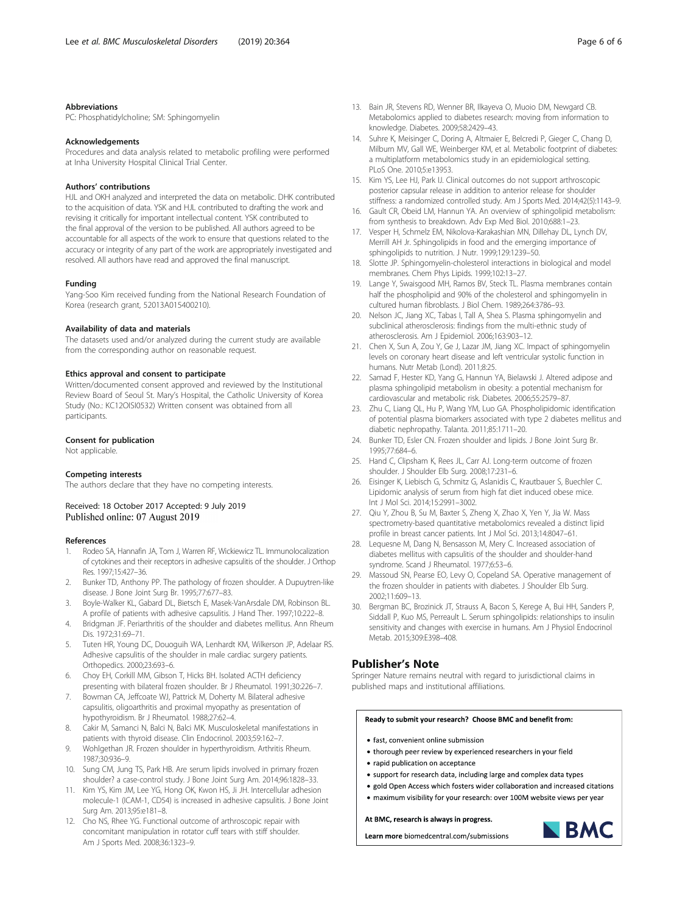## Abbreviations

PC: Phosphatidylcholine; SM: Sphingomyelin

## Acknowledgements

Procedures and data analysis related to metabolic profiling were performed at Inha University Hospital Clinical Trial Center.

## Authors' contributions

HJL and OKH analyzed and interpreted the data on metabolic. DHK contributed to the acquisition of data. YSK and HJL contributed to drafting the work and revising it critically for important intellectual content. YSK contributed to the final approval of the version to be published. All authors agreed to be accountable for all aspects of the work to ensure that questions related to the accuracy or integrity of any part of the work are appropriately investigated and resolved. All authors have read and approved the final manuscript.

## Funding

Yang-Soo Kim received funding from the National Research Foundation of Korea (research grant, 52013A015400210).

## Availability of data and materials

The datasets used and/or analyzed during the current study are available from the corresponding author on reasonable request.

## Ethics approval and consent to participate

Written/documented consent approved and reviewed by the Institutional Review Board of Seoul St. Mary's Hospital, the Catholic University of Korea Study (No.: KC12OISI0532) Written consent was obtained from all participants.

## Consent for publication

Not applicable.

## Competing interests

The authors declare that they have no competing interests.

Received: 18 October 2017 Accepted: 9 July 2019
Published online: 07 August 2019

## References

1. Rodeo SA, Hannafin JA, Tom J, Warren RF, Wickiewicz TL. Immunolocalization of cytokines and their receptors in adhesive capsulitis of the shoulder. J Orthop Res. 1997;15:427–36.
2. Bunker TD, Anthony PP. The pathology of frozen shoulder. A Dupuytren-like disease. J Bone Joint Surg Br. 1995;77:677–83.
3. Boyle-Walker KL, Gabard DL, Bietsch E, Masek-VanArsdale DM, Robinson BL. A profile of patients with adhesive capsulitis. J Hand Ther. 1997;10:222–8.
4. Bridgman JF. Periarthritis of the shoulder and diabetes mellitus. Ann Rheum Dis. 1972;31:69–71.
5. Tuten HR, Young DC, Douoguih WA, Lenhardt KM, Wilkerson JP, Adelaar RS. Adhesive capsulitis of the shoulder in male cardiac surgery patients. Orthopedics. 2000;23:693–6.
6. Choy EH, Corkill MM, Gibson T, Hicks BH. Isolated ACTH deficiency presenting with bilateral frozen shoulder. Br J Rheumatol. 1991;30:226–7.
7. Bowman CA, Jeffcoate WJ, Pattrick M, Doherty M. Bilateral adhesive capsulitis, oligoarthritis and proximal myopathy as presentation of hypothyroidism. Br J Rheumatol. 1988;27:62–4.
8. Cakir M, Samanci N, Balci N, Balci MK. Musculoskeletal manifestations in patients with thyroid disease. Clin Endocrinol. 2003;59:162–7.
9. Wohlgethan JR. Frozen shoulder in hyperthyroidism. Arthritis Rheum. 1987;30:936–9.
10. Sung CM, Jung TS, Park HB. Are serum lipids involved in primary frozen shoulder? a case-control study. J Bone Joint Surg Am. 2014;96:1828–33.
11. Kim YS, Kim JM, Lee YG, Hong OK, Kwon HS, Ji JH. Intercellular adhesion molecule-1 (ICAM-1, CD54) is increased in adhesive capsulitis. J Bone Joint Surg Am. 2013;95:e181–8.
12. Cho NS, Rhee YG. Functional outcome of arthroscopic repair with concomitant manipulation in rotator cuff tears with stiff shoulder. Am J Sports Med. 2008;36:1323–9.
13. Bain JR, Stevens RD, Wenner BR, Ilkayeva O, Muoio DM, Newgard CB. Metabolomics applied to diabetes research: moving from information to knowledge. Diabetes. 2009;58:2429–43.
14. Suhre K, Meisinger C, Doring A, Altmaier E, Belcredi P, Gieger C, Chang D, Milburn MV, Gall WE, Weinberger KM, et al. Metabolic footprint of diabetes: a multiplatform metabolomics study in an epidemiological setting. PLoS One. 2010;5:e13953.
15. Kim YS, Lee HJ, Park IJ. Clinical outcomes do not support arthroscopic posterior capsular release in addition to anterior release for shoulder stiffness: a randomized controlled study. Am J Sports Med. 2014;42(5):1143–9.
16. Gault CR, Obeid LM, Hannun YA. An overview of sphingolipid metabolism: from synthesis to breakdown. Adv Exp Med Biol. 2010;688:1–23.
17. Vesper H, Schmelz EM, Nikolova-Karakashian MN, Dillehay DL, Lynch DV, Merrill AH Jr. Sphingolipids in food and the emerging importance of sphingolipids to nutrition. J Nutr. 1999;129:1239–50.
18. Slotte JP. Sphingomyelin-cholesterol interactions in biological and model membranes. Chem Phys Lipids. 1999;102:13–27.
19. Lange Y, Swaisgood MH, Ramos BV, Steck TL. Plasma membranes contain half the phospholipid and 90% of the cholesterol and sphingomyelin in cultured human fibroblasts. J Biol Chem. 1989;264:3786–93.
20. Nelson JC, Jiang XC, Tabas I, Tall A, Shea S. Plasma sphingomyelin and subclinical atherosclerosis: findings from the multi-ethnic study of atherosclerosis. Am J Epidemiol. 2006;163:903–12.
21. Chen X, Sun A, Zou Y, Ge J, Lazar JM, Jiang XC. Impact of sphingomyelin levels on coronary heart disease and left ventricular systolic function in humans. Nutr Metab (Lond). 2011;8:25.
22. Samad F, Hester KD, Yang G, Hannun YA, Bielawski J. Altered adipose and plasma sphingolipid metabolism in obesity: a potential mechanism for cardiovascular and metabolic risk. Diabetes. 2006;55:2579–87.
23. Zhu C, Liang QL, Hu P, Wang YM, Luo GA. Phospholipidomic identification of potential plasma biomarkers associated with type 2 diabetes mellitus and diabetic nephropathy. Talanta. 2011;85:1711–20.
24. Bunker TD, Esler CN. Frozen shoulder and lipids. J Bone Joint Surg Br. 1995;77:684–6.
25. Hand C, Clipsham K, Rees JL, Carr AJ. Long-term outcome of frozen shoulder. J Shoulder Elb Surg. 2008;17:231–6.
26. Eisinger K, Liebisch G, Schmitz G, Aslanidis C, Krautbauer S, Buechler C. Lipidomic analysis of serum from high fat diet induced obese mice. Int J Mol Sci. 2014;15:2991–3002.
27. Qiu Y, Zhou B, Su M, Baxter S, Zheng X, Zhao X, Yen Y, Jia W. Mass spectrometry-based quantitative metabolomics revealed a distinct lipid profile in breast cancer patients. Int J Mol Sci. 2013;14:8047–61.
28. Lequesne M, Dang N, Bensasson M, Mery C. Increased association of diabetes mellitus with capsulitis of the shoulder and shoulder-hand syndrome. Scand J Rheumatol. 1977;6:53–6.
29. Massoud SN, Pearse EO, Levy O, Copeland SA. Operative management of the frozen shoulder in patients with diabetes. J Shoulder Elb Surg. 2002;11:609–13.
30. Bergman BC, Brozinick JT, Strauss A, Bacon S, Kerege A, Bui HH, Sanders P, Siddall P, Kuo MS, Perreault L. Serum sphingolipids: relationships to insulin sensitivity and changes with exercise in humans. Am J Physiol Endocrinol Metab. 2015;309:E398–408.

## Publisher's Note

Springer Nature remains neutral with regard to jurisdictional claims in published maps and institutional affiliations.

**Ready to submit your research? Choose BMC and benefit from:**

- fast, convenient online submission
- thorough peer review by experienced researchers in your field
- rapid publication on acceptance
- support for research data, including large and complex data types
- gold Open Access which fosters wider collaboration and increased citations
- maximum visibility for your research: over 100M website views per year

**At BMC, research is always in progress.**

**Learn more** biomedcentral.com/submissions

BMC